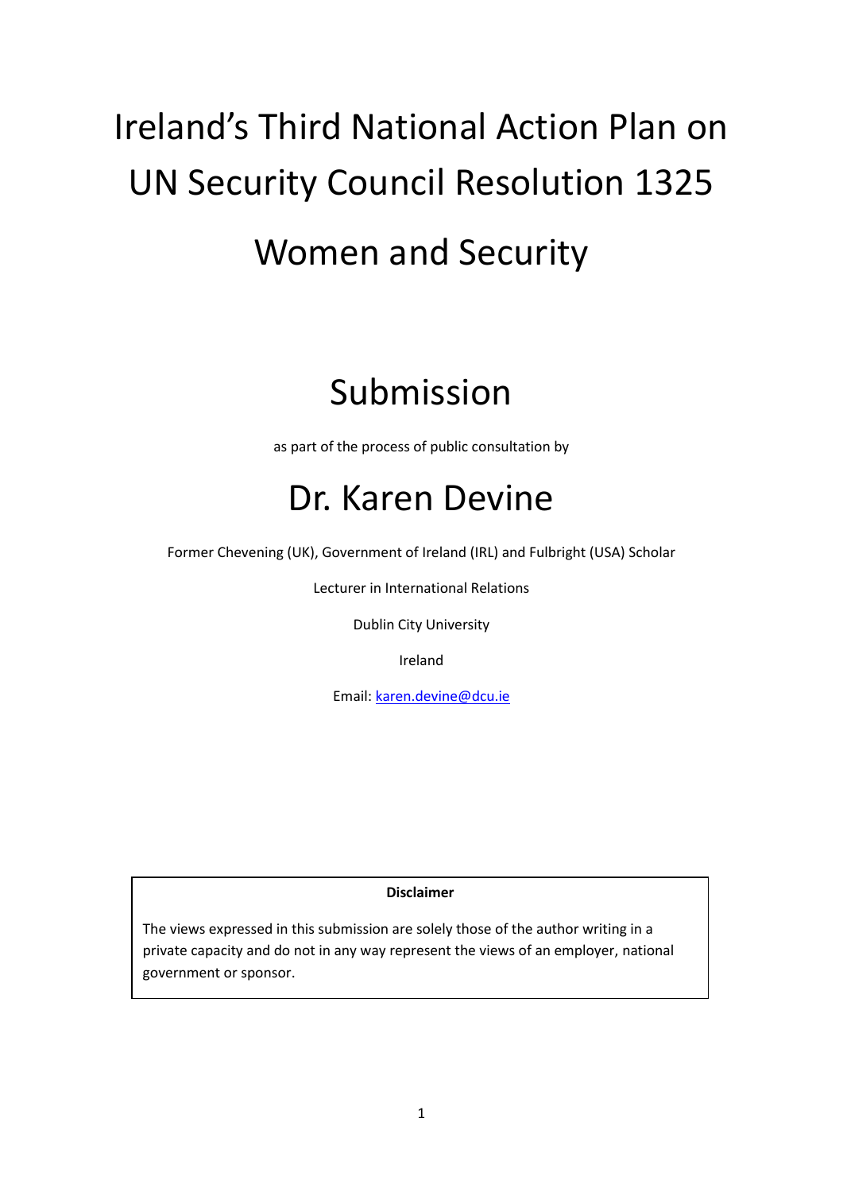# Ireland's Third National Action Plan on UN Security Council Resolution 1325

# Women and Security

## Submission

as part of the process of public consultation by

## Dr. Karen Devine

Former Chevening (UK), Government of Ireland (IRL) and Fulbright (USA) Scholar

Lecturer in International Relations

Dublin City University

Ireland

Email: karen.devine@dcu.ie

**Disclaimer**

The views expressed in this submission are solely those of the author writing in a private capacity and do not in any way represent the views of an employer, national government or sponsor.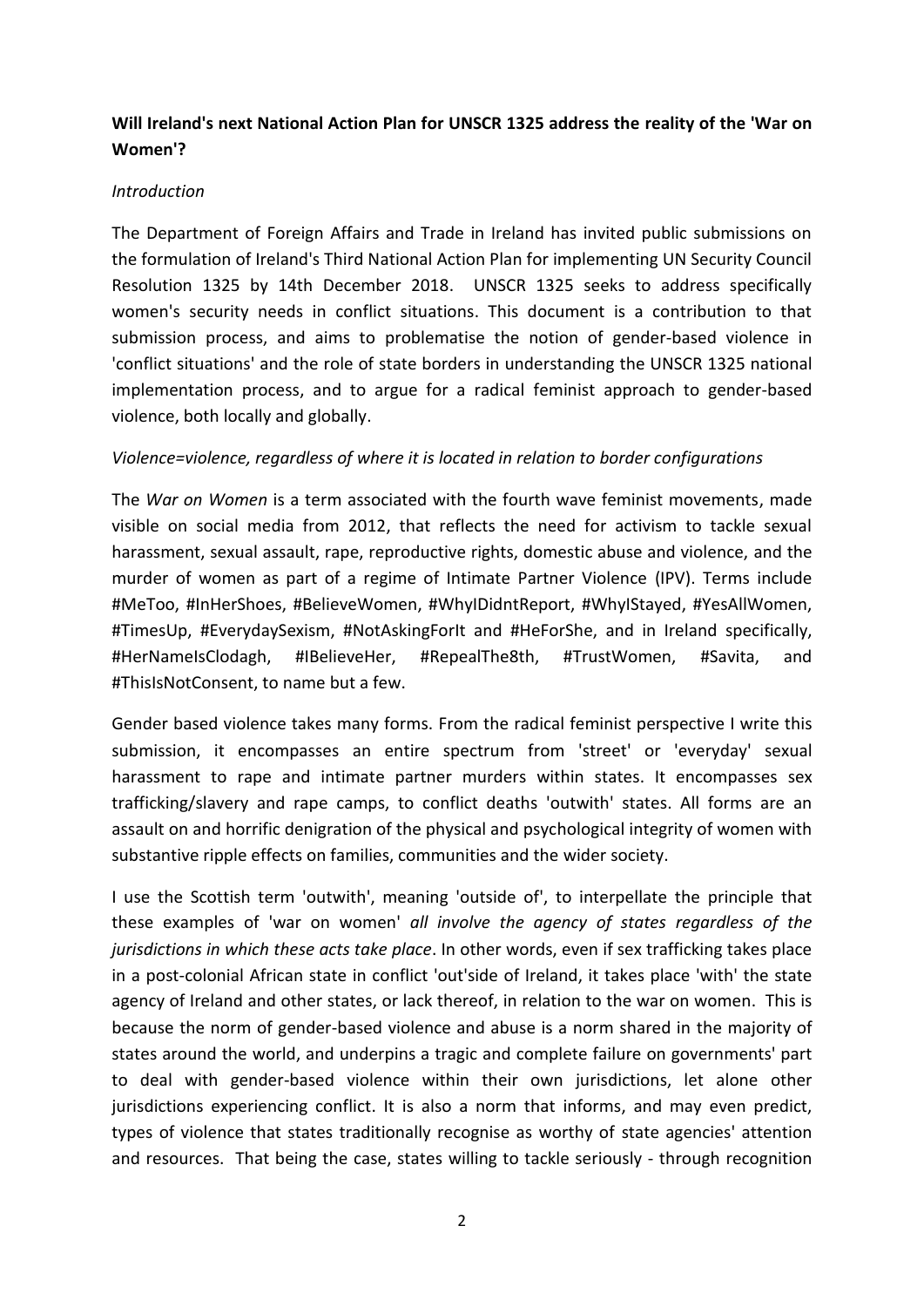**Will Ireland's next National Action Plan for UNSCR 1325 address the reality of the 'War on Women'?**

*Introduction*

The Department of Foreign Affairs and Trade in Ireland has invited public submissions on the formulation of Ireland's Third National Action Plan for implementing UN Security Council Resolution 1325 by 14th December 2018. UNSCR 1325 seeks to address specifically women's security needs in conflict situations. This document is a contribution to that submission process, and aims to problematise the notion of gender-based violence in 'conflict situations' and the role of state borders in understanding the UNSCR 1325 national implementation process, and to argue for a radical feminist approach to gender-based violence, both locally and globally.

*Violence=violence, regardless of where it is located in relation to border configurations*

The *War on Women* is a term associated with the fourth wave feminist movements, made visible on social media from 2012, that reflects the need for activism to tackle sexual harassment, sexual assault, rape, reproductive rights, domestic abuse and violence, and the murder of women as part of a regime of Intimate Partner Violence (IPV). Terms include #MeToo, #InHerShoes, #BelieveWomen, #WhyIDidntReport, #WhyIStayed, #YesAllWomen, #TimesUp, #EverydaySexism, #NotAskingForIt and #HeForShe, and in Ireland specifically, #HerNameIsClodagh, #IBelieveHer, #RepealThe8th, #TrustWomen, #Savita, and #ThisIsNotConsent, to name but a few.

Gender based violence takes many forms. From the radical feminist perspective I write this submission, it encompasses an entire spectrum from 'street' or 'everyday' sexual harassment to rape and intimate partner murders within states. It encompasses sex trafficking/slavery and rape camps, to conflict deaths 'outwith' states. All forms are an assault on and horrific denigration of the physical and psychological integrity of women with substantive ripple effects on families, communities and the wider society.

I use the Scottish term 'outwith', meaning 'outside of', to interpellate the principle that these examples of 'war on women' *all involve the agency of states regardless of the jurisdictions in which these acts take place*. In other words, even if sex trafficking takes place in a post-colonial African state in conflict 'out'side of Ireland, it takes place 'with' the state agency of Ireland and other states, or lack thereof, in relation to the war on women. This is because the norm of gender-based violence and abuse is a norm shared in the majority of states around the world, and underpins a tragic and complete failure on governments' part to deal with gender-based violence within their own jurisdictions, let alone other jurisdictions experiencing conflict. It is also a norm that informs, and may even predict, types of violence that states traditionally recognise as worthy of state agencies' attention and resources. That being the case, states willing to tackle seriously - through recognition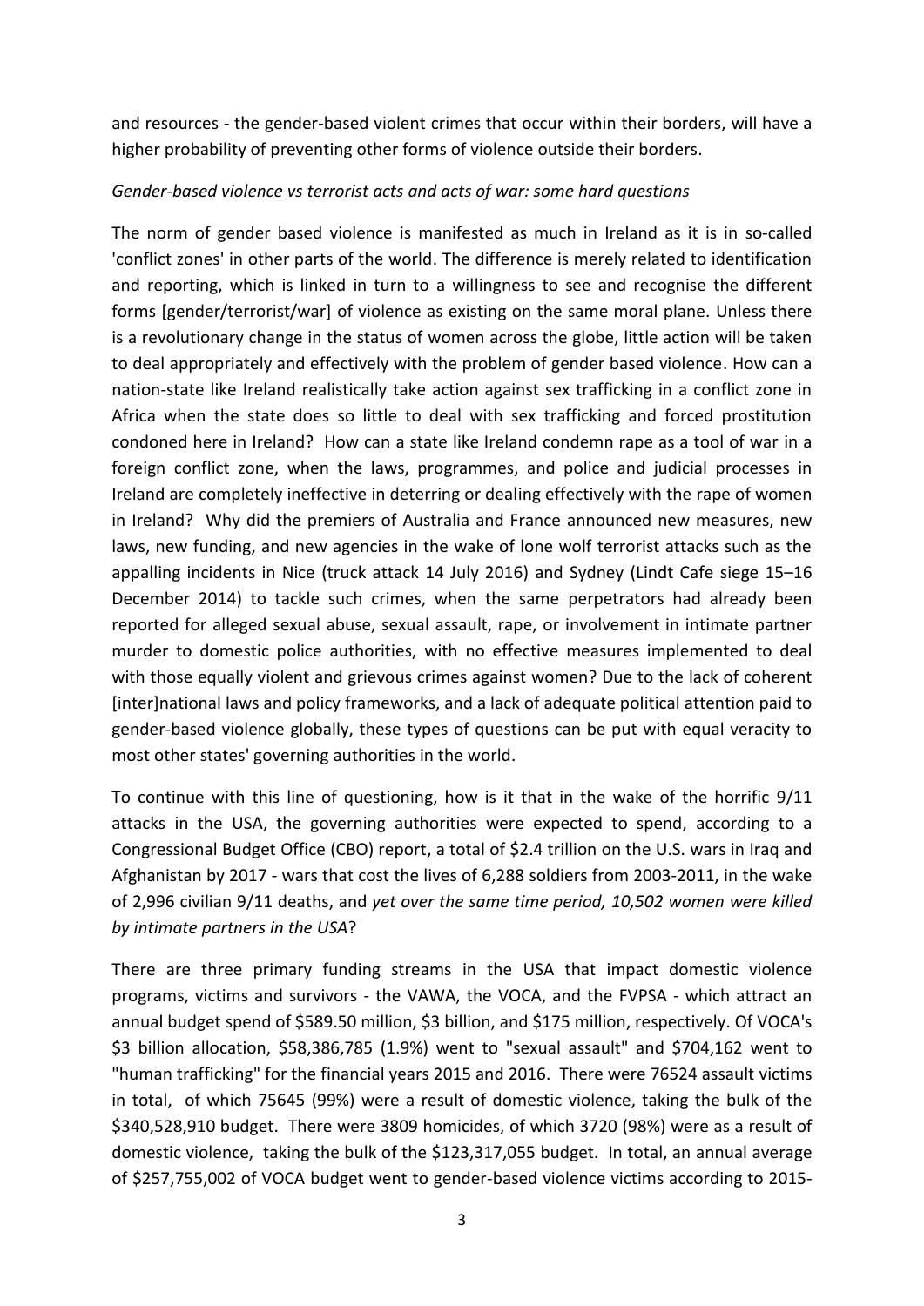and resources - the gender-based violent crimes that occur within their borders, will have a higher probability of preventing other forms of violence outside their borders.

*Gender-based violence vs terrorist acts and acts of war: some hard questions*

The norm of gender based violence is manifested as much in Ireland as it is in so-called 'conflict zones' in other parts of the world. The difference is merely related to identification and reporting, which is linked in turn to a willingness to see and recognise the different forms [gender/terrorist/war] of violence as existing on the same moral plane. Unless there is a revolutionary change in the status of women across the globe, little action will be taken to deal appropriately and effectively with the problem of gender based violence. How can a nation-state like Ireland realistically take action against sex trafficking in a conflict zone in Africa when the state does so little to deal with sex trafficking and forced prostitution condoned here in Ireland? How can a state like Ireland condemn rape as a tool of war in a foreign conflict zone, when the laws, programmes, and police and judicial processes in Ireland are completely ineffective in deterring or dealing effectively with the rape of women in Ireland? Why did the premiers of Australia and France announced new measures, new laws, new funding, and new agencies in the wake of lone wolf terrorist attacks such as the appalling incidents in Nice (truck attack 14 July 2016) and Sydney (Lindt Cafe siege 15–16 December 2014) to tackle such crimes, when the same perpetrators had already been reported for alleged sexual abuse, sexual assault, rape, or involvement in intimate partner murder to domestic police authorities, with no effective measures implemented to deal with those equally violent and grievous crimes against women? Due to the lack of coherent [inter]national laws and policy frameworks, and a lack of adequate political attention paid to gender-based violence globally, these types of questions can be put with equal veracity to most other states' governing authorities in the world.

To continue with this line of questioning, how is it that in the wake of the horrific 9/11 attacks in the USA, the governing authorities were expected to spend, according to a Congressional Budget Office (CBO) report, a total of $2.4 trillion on the U.S. wars in Iraq and Afghanistan by 2017 - wars that cost the lives of 6,288 soldiers from 2003-2011, in the wake of 2,996 civilian 9/11 deaths, and *yet over the same time period, 10,502 women were killed by intimate partners in the USA*?

There are three primary funding streams in the USA that impact domestic violence programs, victims and survivors - the VAWA, the VOCA, and the FVPSA - which attract an annual budget spend of $589.50 million, $3 billion, and $175 million, respectively. Of VOCA's $3 billion allocation, $58,386,785 (1.9%) went to "sexual assault" and $704,162 went to "human trafficking" for the financial years 2015 and 2016. There were 76524 assault victims in total, of which 75645 (99%) were a result of domestic violence, taking the bulk of the $340,528,910 budget. There were 3809 homicides, of which 3720 (98%) were as a result of domestic violence, taking the bulk of the $123,317,055 budget. In total, an annual average of $257,755,002 of VOCA budget went to gender-based violence victims according to 2015-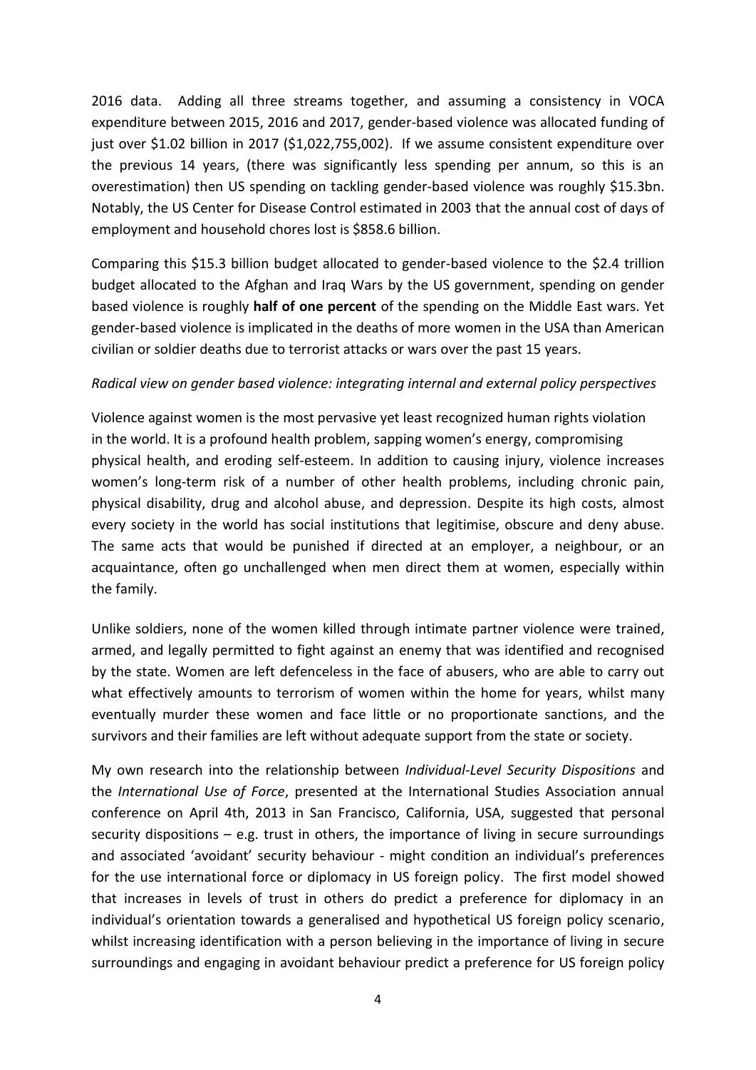2016 data. Adding all three streams together, and assuming a consistency in VOCA expenditure between 2015, 2016 and 2017, gender-based violence was allocated funding of just over $1.02 billion in 2017 ($1,022,755,002). If we assume consistent expenditure over the previous 14 years, (there was significantly less spending per annum, so this is an overestimation) then US spending on tackling gender-based violence was roughly $15.3bn. Notably, the US Center for Disease Control estimated in 2003 that the annual cost of days of employment and household chores lost is $858.6 billion.

Comparing this $15.3 billion budget allocated to gender-based violence to the $2.4 trillion budget allocated to the Afghan and Iraq Wars by the US government, spending on gender based violence is roughly **half of one percent** of the spending on the Middle East wars. Yet gender-based violence is implicated in the deaths of more women in the USA than American civilian or soldier deaths due to terrorist attacks or wars over the past 15 years.

*Radical view on gender based violence: integrating internal and external policy perspectives*

Violence against women is the most pervasive yet least recognized human rights violation in the world. It is a profound health problem, sapping women's energy, compromising physical health, and eroding self-esteem. In addition to causing injury, violence increases women's long-term risk of a number of other health problems, including chronic pain, physical disability, drug and alcohol abuse, and depression. Despite its high costs, almost every society in the world has social institutions that legitimise, obscure and deny abuse. The same acts that would be punished if directed at an employer, a neighbour, or an acquaintance, often go unchallenged when men direct them at women, especially within the family.

Unlike soldiers, none of the women killed through intimate partner violence were trained, armed, and legally permitted to fight against an enemy that was identified and recognised by the state. Women are left defenceless in the face of abusers, who are able to carry out what effectively amounts to terrorism of women within the home for years, whilst many eventually murder these women and face little or no proportionate sanctions, and the survivors and their families are left without adequate support from the state or society.

My own research into the relationship between *Individual-Level Security Dispositions* and the *International Use of Force*, presented at the International Studies Association annual conference on April 4th, 2013 in San Francisco, California, USA, suggested that personal security dispositions – e.g. trust in others, the importance of living in secure surroundings and associated 'avoidant' security behaviour - might condition an individual's preferences for the use international force or diplomacy in US foreign policy. The first model showed that increases in levels of trust in others do predict a preference for diplomacy in an individual's orientation towards a generalised and hypothetical US foreign policy scenario, whilst increasing identification with a person believing in the importance of living in secure surroundings and engaging in avoidant behaviour predict a preference for US foreign policy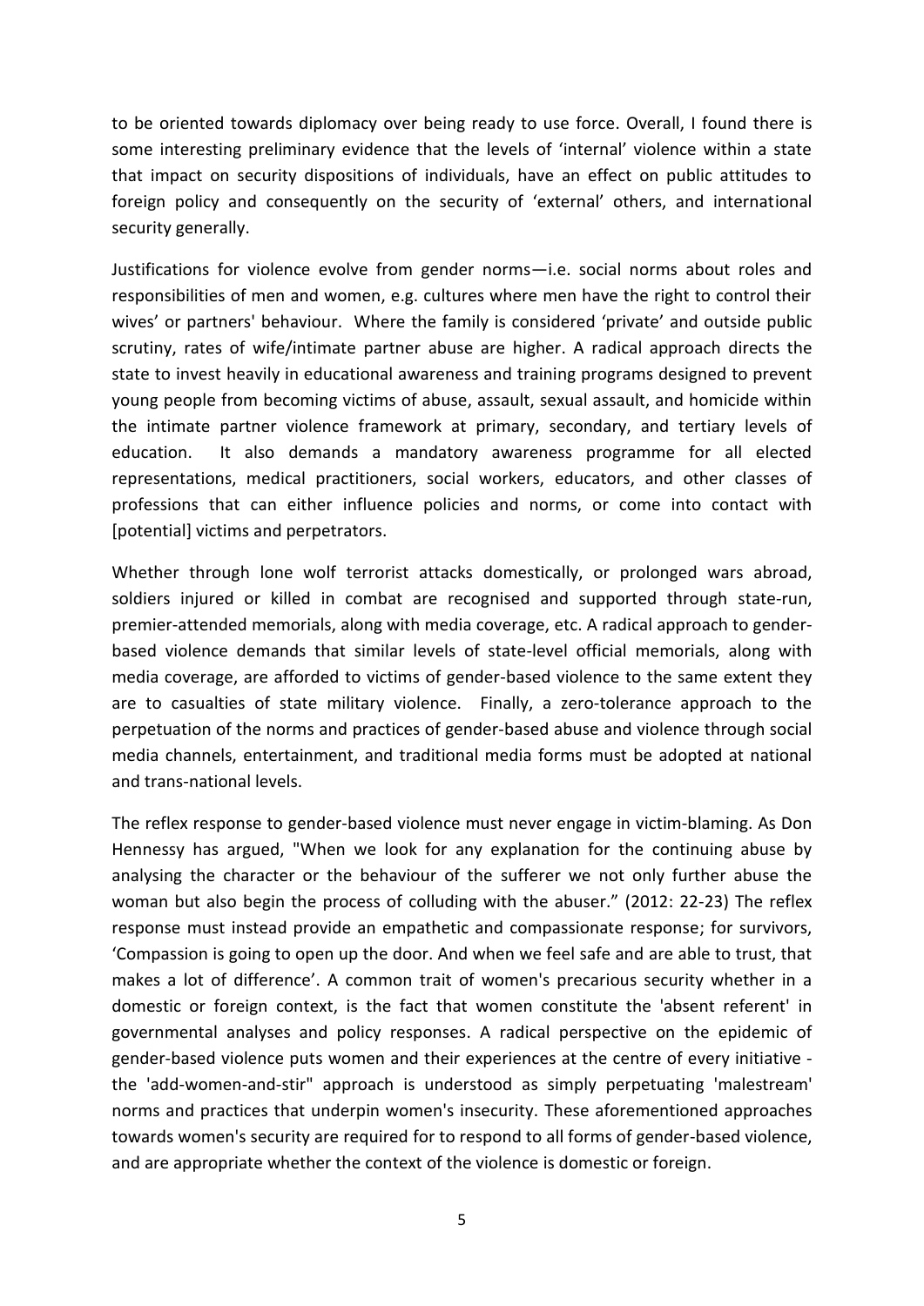to be oriented towards diplomacy over being ready to use force. Overall, I found there is some interesting preliminary evidence that the levels of 'internal' violence within a state that impact on security dispositions of individuals, have an effect on public attitudes to foreign policy and consequently on the security of 'external' others, and international security generally.

Justifications for violence evolve from gender norms—i.e. social norms about roles and responsibilities of men and women, e.g. cultures where men have the right to control their wives' or partners' behaviour. Where the family is considered 'private' and outside public scrutiny, rates of wife/intimate partner abuse are higher. A radical approach directs the state to invest heavily in educational awareness and training programs designed to prevent young people from becoming victims of abuse, assault, sexual assault, and homicide within the intimate partner violence framework at primary, secondary, and tertiary levels of education. It also demands a mandatory awareness programme for all elected representations, medical practitioners, social workers, educators, and other classes of professions that can either influence policies and norms, or come into contact with [potential] victims and perpetrators.

Whether through lone wolf terrorist attacks domestically, or prolonged wars abroad, soldiers injured or killed in combat are recognised and supported through state-run, premier-attended memorials, along with media coverage, etc. A radical approach to gender-based violence demands that similar levels of state-level official memorials, along with media coverage, are afforded to victims of gender-based violence to the same extent they are to casualties of state military violence. Finally, a zero-tolerance approach to the perpetuation of the norms and practices of gender-based abuse and violence through social media channels, entertainment, and traditional media forms must be adopted at national and trans-national levels.

The reflex response to gender-based violence must never engage in victim-blaming. As Don Hennessy has argued, "When we look for any explanation for the continuing abuse by analysing the character or the behaviour of the sufferer we not only further abuse the woman but also begin the process of colluding with the abuser." (2012: 22-23) The reflex response must instead provide an empathetic and compassionate response; for survivors, 'Compassion is going to open up the door. And when we feel safe and are able to trust, that makes a lot of difference'. A common trait of women's precarious security whether in a domestic or foreign context, is the fact that women constitute the 'absent referent' in governmental analyses and policy responses. A radical perspective on the epidemic of gender-based violence puts women and their experiences at the centre of every initiative - the 'add-women-and-stir" approach is understood as simply perpetuating 'malestream' norms and practices that underpin women's insecurity. These aforementioned approaches towards women's security are required for to respond to all forms of gender-based violence, and are appropriate whether the context of the violence is domestic or foreign.